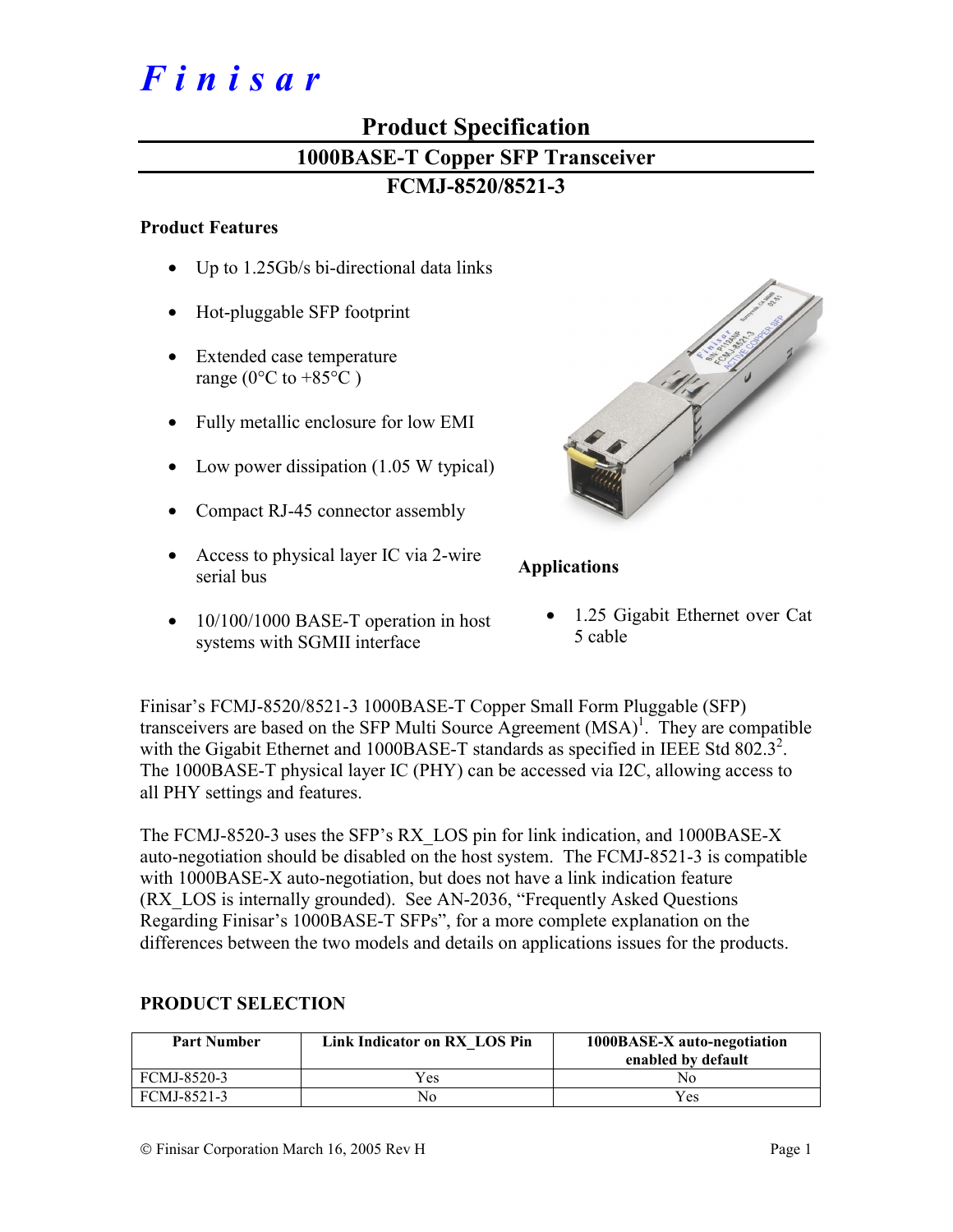# *Finisar*

## Product Specification

## 1000BASE-T Copper SFP Transceiver

## FCMJ-8520/8521-3

### Product Features

- Up to 1.25Gb/s bi-directional data links
- Hot-pluggable SFP footprint
- Extended case temperature range (0°C to +85°C )
- Fully metallic enclosure for low EMI
- Low power dissipation (1.05 W typical)
- Compact RJ-45 connector assembly
- Access to physical layer IC via 2-wire serial bus
- 10/100/1000 BASE-T operation in host systems with SGMII interface

### Applications

- 1.25 Gigabit Ethernet over Cat 5 cable

Finisar's FCMJ-8520/8521-3 1000BASE-T Copper Small Form Pluggable (SFP) transceivers are based on the SFP Multi Source Agreement (MSA)[1]. They are compatible with the Gigabit Ethernet and 1000BASE-T standards as specified in IEEE Std 802.3[2]. The 1000BASE-T physical layer IC (PHY) can be accessed via I2C, allowing access to all PHY settings and features.

The FCMJ-8520-3 uses the SFP's RX_LOS pin for link indication, and 1000BASE-X auto-negotiation should be disabled on the host system. The FCMJ-8521-3 is compatible with 1000BASE-X auto-negotiation, but does not have a link indication feature (RX_LOS is internally grounded). See AN-2036, "Frequently Asked Questions Regarding Finisar's 1000BASE-T SFPs", for a more complete explanation on the differences between the two models and details on applications issues for the products.

### PRODUCT SELECTION

| Part Number | Link Indicator on RX_LOS Pin | 1000BASE-X auto-negotiation enabled by default |
|---|---|---|
| FCMJ-8520-3 | Yes | No |
| FCMJ-8521-3 | No | Yes |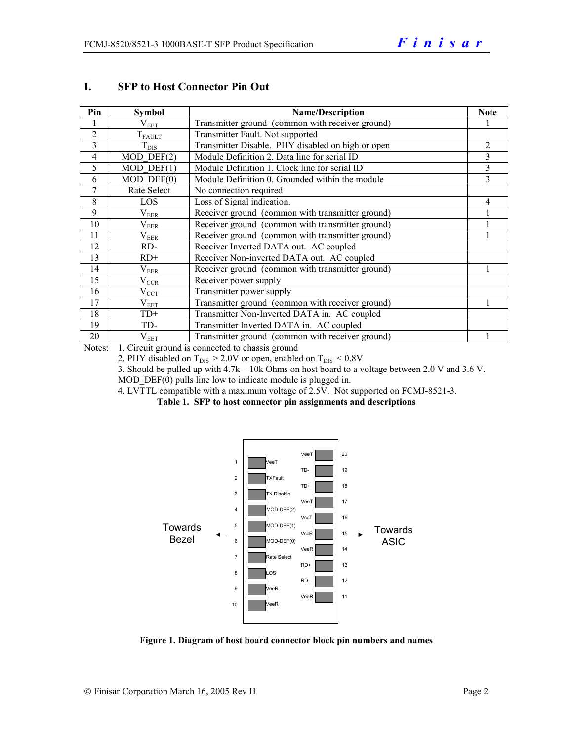## I. SFP to Host Connector Pin Out

| Pin | Symbol | Name/Description | Note |
|---|---|---|---|
| 1 | $V_{EET}$ | Transmitter ground (common with receiver ground) | 1 |
| 2 | $T_{FAULT}$ | Transmitter Fault. Not supported | |
| 3 | $T_{DIS}$ | Transmitter Disable. PHY disabled on high or open | 2 |
| 4 | MOD_DEF(2) | Module Definition 2. Data line for serial ID | 3 |
| 5 | MOD_DEF(1) | Module Definition 1. Clock line for serial ID | 3 |
| 6 | MOD_DEF(0) | Module Definition 0. Grounded within the module | 3 |
| 7 | Rate Select | No connection required | |
| 8 | LOS | Loss of Signal indication. | 4 |
| 9 | $V_{EER}$ | Receiver ground (common with transmitter ground) | 1 |
| 10 | $V_{EER}$ | Receiver ground (common with transmitter ground) | 1 |
| 11 | $V_{EER}$ | Receiver ground (common with transmitter ground) | 1 |
| 12 | RD- | Receiver Inverted DATA out. AC coupled | |
| 13 | RD+ | Receiver Non-inverted DATA out. AC coupled | |
| 14 | $V_{EER}$ | Receiver ground (common with transmitter ground) | 1 |
| 15 | $V_{CCR}$ | Receiver power supply | |
| 16 | $V_{CCT}$ | Transmitter power supply | |
| 17 | $V_{EET}$ | Transmitter ground (common with receiver ground) | 1 |
| 18 | TD+ | Transmitter Non-Inverted DATA in. AC coupled | |
| 19 | TD- | Transmitter Inverted DATA in. AC coupled | |
| 20 | $V_{EET}$ | Transmitter ground (common with receiver ground) | 1 |

Notes: 1. Circuit ground is connected to chassis ground
2. PHY disabled on $T_{DIS}$ > 2.0V or open, enabled on $T_{DIS}$ < 0.8V
3. Should be pulled up with 4.7k – 10k Ohms on host board to a voltage between 2.0 V and 3.6 V. MOD_DEF(0) pulls line low to indicate module is plugged in.
4. LVTTL compatible with a maximum voltage of 2.5V. Not supported on FCMJ-8521-3.

**Table 1. SFP to host connector pin assignments and descriptions**

Towards Bezel ← | → Towards ASIC

| Pin | Name | Pin | Name |
|---|---|---|---|
| 1 | VeeT | 20 | VeeT |
| 2 | TXFault | 19 | TD- |
| 3 | TX Disable | 18 | TD+ |
| 4 | MOD-DEF(2) | 17 | VeeT |
| 5 | MOD-DEF(1) | 16 | VccT |
| 6 | MOD-DEF(0) | 15 | VccR |
| 7 | Rate Select | 14 | VeeR |
| 8 | LOS | 13 | RD+ |
| 9 | VeeR | 12 | RD- |
| 10 | VeeR | 11 | VeeR |

**Figure 1. Diagram of host board connector block pin numbers and names**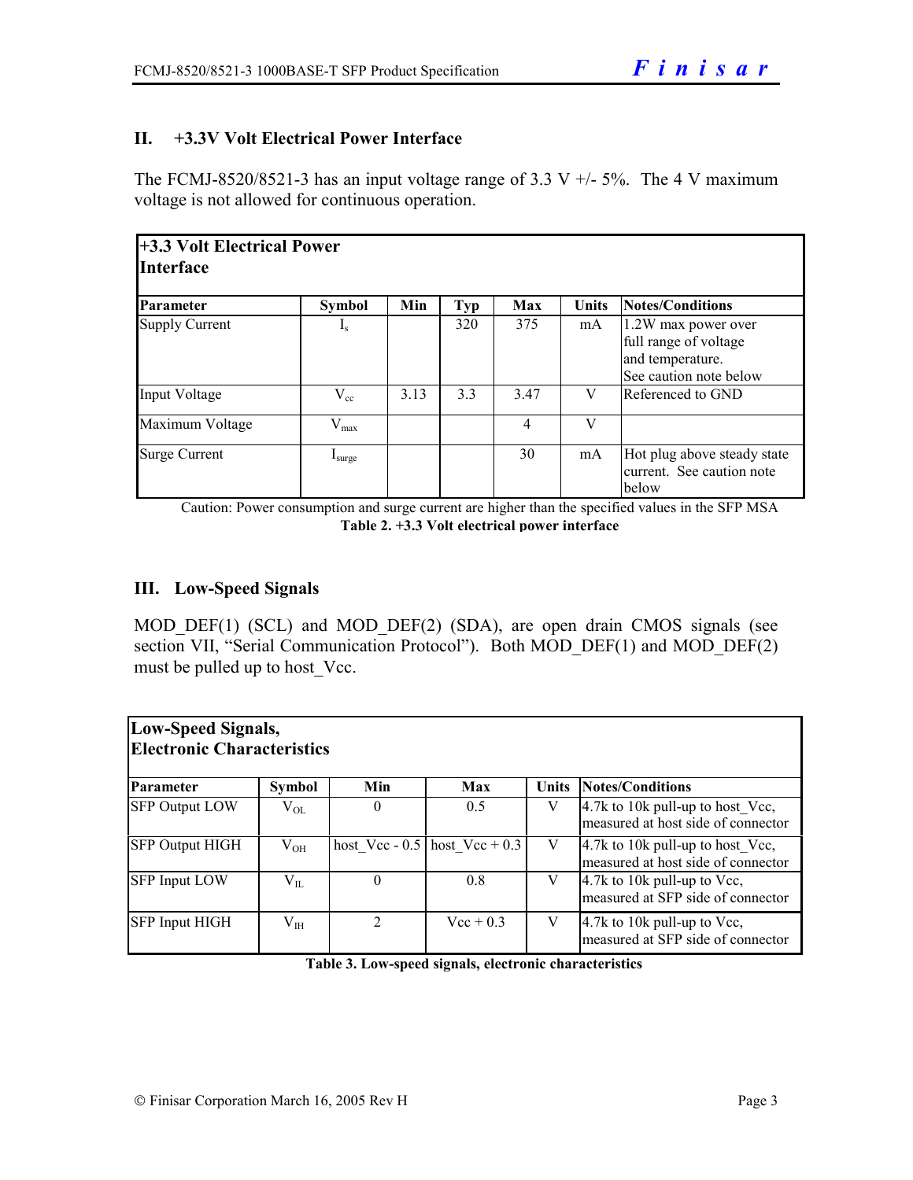## II. +3.3V Volt Electrical Power Interface

The FCMJ-8520/8521-3 has an input voltage range of 3.3 V +/- 5%. The 4 V maximum voltage is not allowed for continuous operation.

| **+3.3 Volt Electrical Power Interface** | | | | | | |
|---|---|---|---|---|---|---|
| **Parameter** | **Symbol** | **Min** | **Typ** | **Max** | **Units** | **Notes/Conditions** |
| Supply Current | $I_s$ | | 320 | 375 | mA | 1.2W max power over full range of voltage and temperature. See caution note below |
| Input Voltage | $V_{cc}$ | 3.13 | 3.3 | 3.47 | V | Referenced to GND |
| Maximum Voltage | $V_{max}$ | | | 4 | V | |
| Surge Current | $I_{surge}$ | | | 30 | mA | Hot plug above steady state current. See caution note below |

Caution: Power consumption and surge current are higher than the specified values in the SFP MSA

**Table 2. +3.3 Volt electrical power interface**

## III. Low-Speed Signals

MOD_DEF(1) (SCL) and MOD_DEF(2) (SDA), are open drain CMOS signals (see section VII, "Serial Communication Protocol"). Both MOD_DEF(1) and MOD_DEF(2) must be pulled up to host_Vcc.

| **Low-Speed Signals, Electronic Characteristics** | | | | | |
|---|---|---|---|---|---|
| **Parameter** | **Symbol** | **Min** | **Max** | **Units** | **Notes/Conditions** |
| SFP Output LOW | $V_{OL}$ | 0 | 0.5 | V | 4.7k to 10k pull-up to host_Vcc, measured at host side of connector |
| SFP Output HIGH | $V_{OH}$ | host_Vcc - 0.5 | host_Vcc + 0.3 | V | 4.7k to 10k pull-up to host_Vcc, measured at host side of connector |
| SFP Input LOW | $V_{IL}$ | 0 | 0.8 | V | 4.7k to 10k pull-up to Vcc, measured at SFP side of connector |
| SFP Input HIGH | $V_{IH}$ | 2 | Vcc + 0.3 | V | 4.7k to 10k pull-up to Vcc, measured at SFP side of connector |

**Table 3. Low-speed signals, electronic characteristics**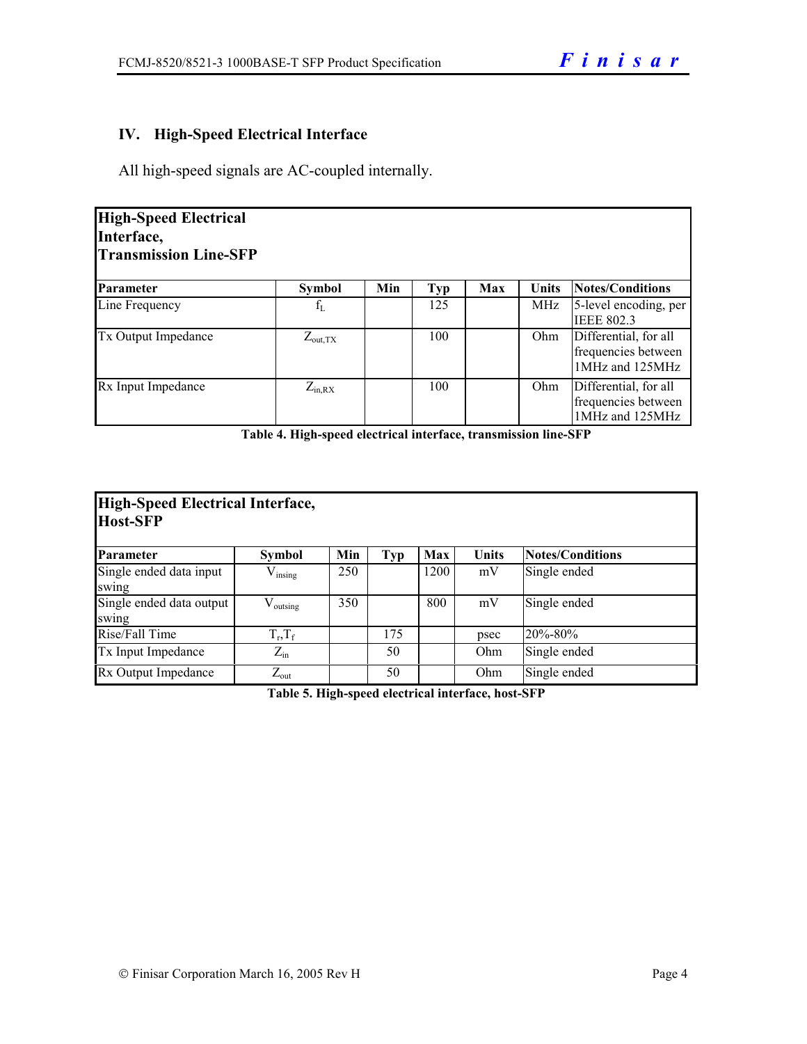## IV. High-Speed Electrical Interface

All high-speed signals are AC-coupled internally.

| **High-Speed Electrical Interface, Transmission Line-SFP** | | | | | | |
|---|---|---|---|---|---|---|
| **Parameter** | **Symbol** | **Min** | **Typ** | **Max** | **Units** | **Notes/Conditions** |
| Line Frequency | $f_L$ | | 125 | | MHz | 5-level encoding, per IEEE 802.3 |
| Tx Output Impedance | $Z_{out,TX}$ | | 100 | | Ohm | Differential, for all frequencies between 1MHz and 125MHz |
| Rx Input Impedance | $Z_{in,RX}$ | | 100 | | Ohm | Differential, for all frequencies between 1MHz and 125MHz |

**Table 4. High-speed electrical interface, transmission line-SFP**

| **High-Speed Electrical Interface, Host-SFP** | | | | | | |
|---|---|---|---|---|---|---|
| **Parameter** | **Symbol** | **Min** | **Typ** | **Max** | **Units** | **Notes/Conditions** |
| Single ended data input swing | $V_{insing}$ | 250 | | 1200 | mV | Single ended |
| Single ended data output swing | $V_{outsing}$ | 350 | | 800 | mV | Single ended |
| Rise/Fall Time | $T_r$,$T_f$ | | 175 | | psec | 20%-80% |
| Tx Input Impedance | $Z_{in}$ | | 50 | | Ohm | Single ended |
| Rx Output Impedance | $Z_{out}$ | | 50 | | Ohm | Single ended |

**Table 5. High-speed electrical interface, host-SFP**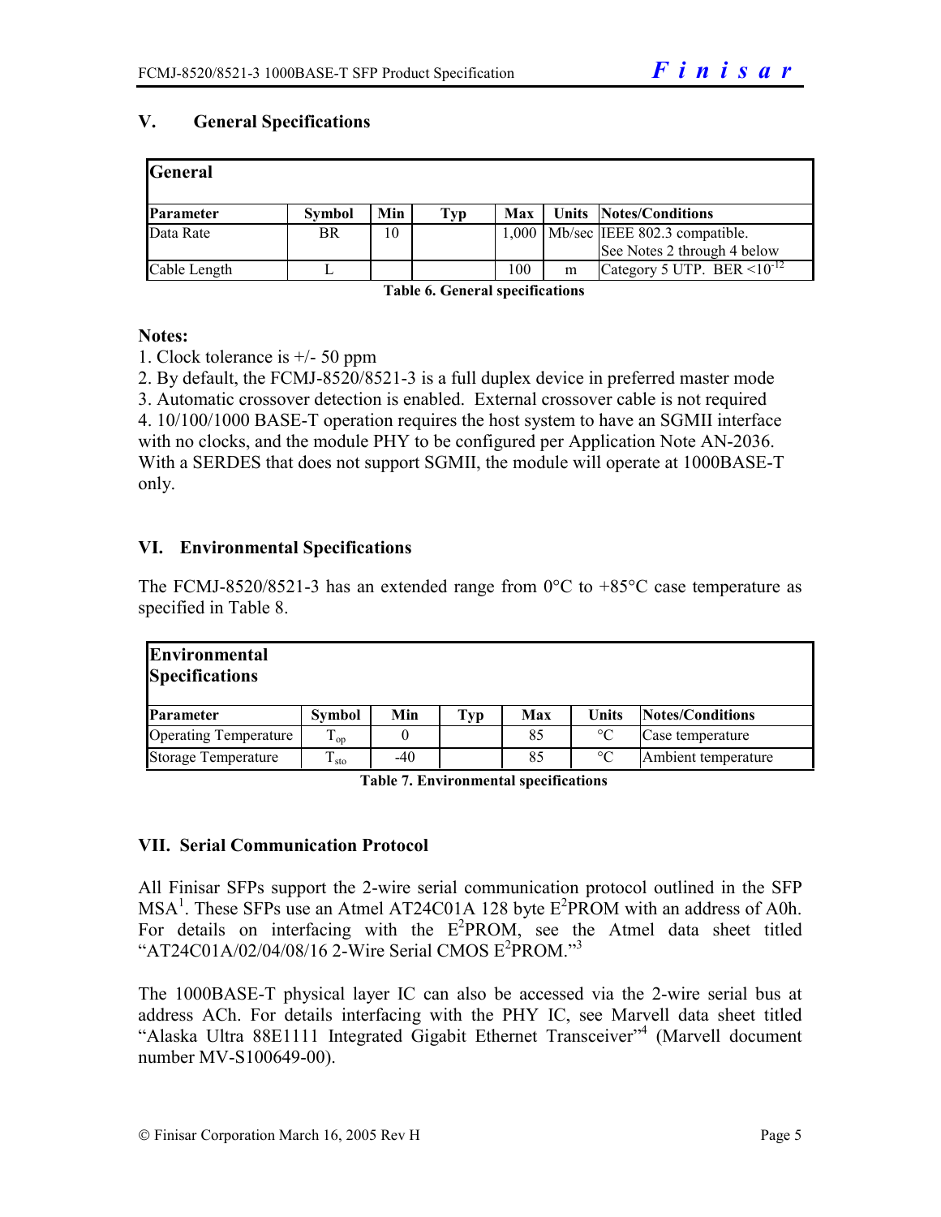## V. General Specifications

| General | | | | | | |
|---|---|---|---|---|---|---|
| **Parameter** | **Symbol** | **Min** | **Typ** | **Max** | **Units** | **Notes/Conditions** |
| Data Rate | BR | 10 | | 1,000 | Mb/sec | IEEE 802.3 compatible. See Notes 2 through 4 below |
| Cable Length | L | | | 100 | m | Category 5 UTP. BER $<10^{-12}$ |

**Table 6. General specifications**

**Notes:**

1. Clock tolerance is +/- 50 ppm
2. By default, the FCMJ-8520/8521-3 is a full duplex device in preferred master mode
3. Automatic crossover detection is enabled. External crossover cable is not required
4. 10/100/1000 BASE-T operation requires the host system to have an SGMII interface with no clocks, and the module PHY to be configured per Application Note AN-2036. With a SERDES that does not support SGMII, the module will operate at 1000BASE-T only.

## VI. Environmental Specifications

The FCMJ-8520/8521-3 has an extended range from 0°C to +85°C case temperature as specified in Table 8.

| Environmental Specifications | | | | | | |
|---|---|---|---|---|---|---|
| **Parameter** | **Symbol** | **Min** | **Typ** | **Max** | **Units** | **Notes/Conditions** |
| Operating Temperature | $T_{op}$ | 0 | | 85 | °C | Case temperature |
| Storage Temperature | $T_{sto}$ | -40 | | 85 | °C | Ambient temperature |

**Table 7. Environmental specifications**

## VII. Serial Communication Protocol

All Finisar SFPs support the 2-wire serial communication protocol outlined in the SFP MSA[1]. These SFPs use an Atmel AT24C01A 128 byte $E^2$PROM with an address of A0h. For details on interfacing with the $E^2$PROM, see the Atmel data sheet titled "AT24C01A/02/04/08/16 2-Wire Serial CMOS $E^2$PROM."[3]

The 1000BASE-T physical layer IC can also be accessed via the 2-wire serial bus at address ACh. For details interfacing with the PHY IC, see Marvell data sheet titled "Alaska Ultra 88E1111 Integrated Gigabit Ethernet Transceiver"[4] (Marvell document number MV-S100649-00).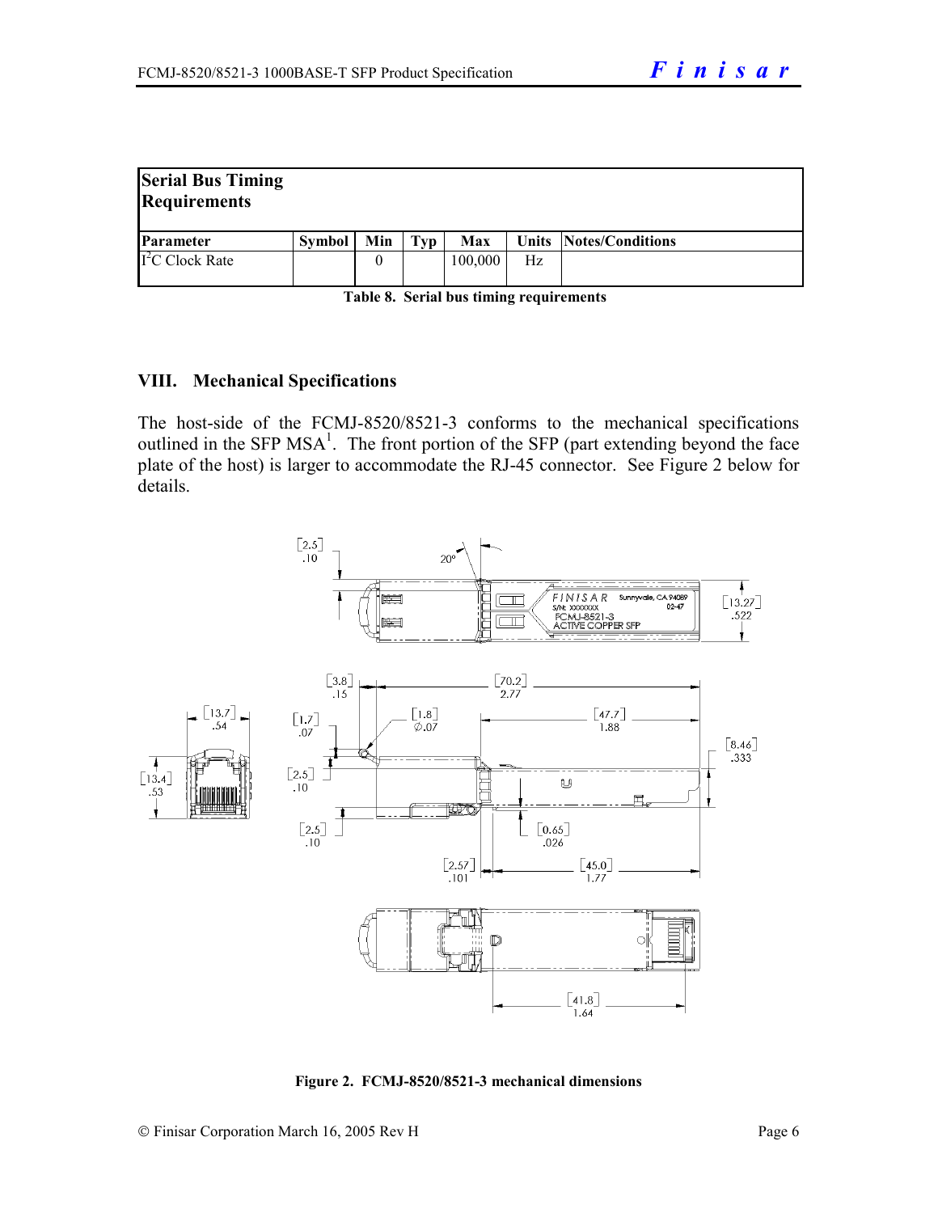| Serial Bus Timing Requirements | | | | | | |
|---|---|---|---|---|---|---|
| **Parameter** | **Symbol** | **Min** | **Typ** | **Max** | **Units** | **Notes/Conditions** |
| I²C Clock Rate | | 0 | | 100,000 | Hz | |

**Table 8. Serial bus timing requirements**

## VIII. Mechanical Specifications

The host-side of the FCMJ-8520/8521-3 conforms to the mechanical specifications outlined in the SFP MSA[1]. The front portion of the SFP (part extending beyond the face plate of the host) is larger to accommodate the RJ-45 connector. See Figure 2 below for details.

**Figure 2. FCMJ-8520/8521-3 mechanical dimensions**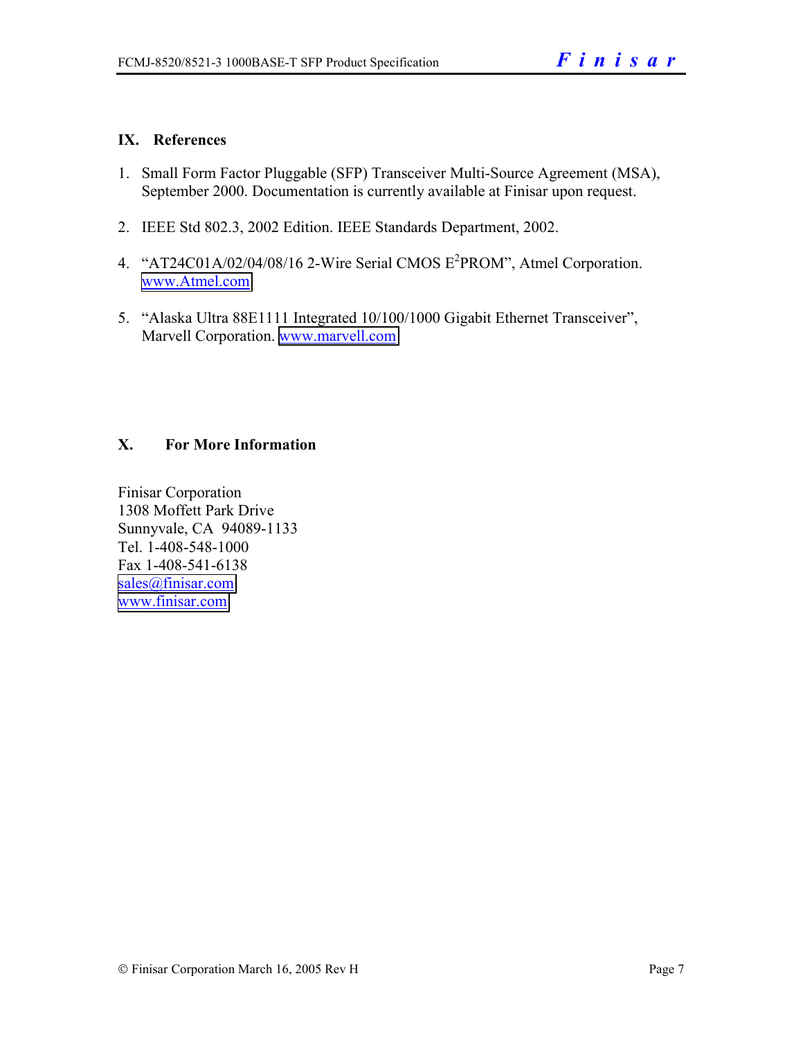## IX. References

1. Small Form Factor Pluggable (SFP) Transceiver Multi-Source Agreement (MSA), September 2000. Documentation is currently available at Finisar upon request.

2. IEEE Std 802.3, 2002 Edition. IEEE Standards Department, 2002.

4. "AT24C01A/02/04/08/16 2-Wire Serial CMOS $E^2$PROM", Atmel Corporation. www.Atmel.com

5. "Alaska Ultra 88E1111 Integrated 10/100/1000 Gigabit Ethernet Transceiver", Marvell Corporation. www.marvell.com

## X. For More Information

Finisar Corporation
1308 Moffett Park Drive
Sunnyvale, CA 94089-1133
Tel. 1-408-548-1000
Fax 1-408-541-6138
sales@finisar.com
www.finisar.com